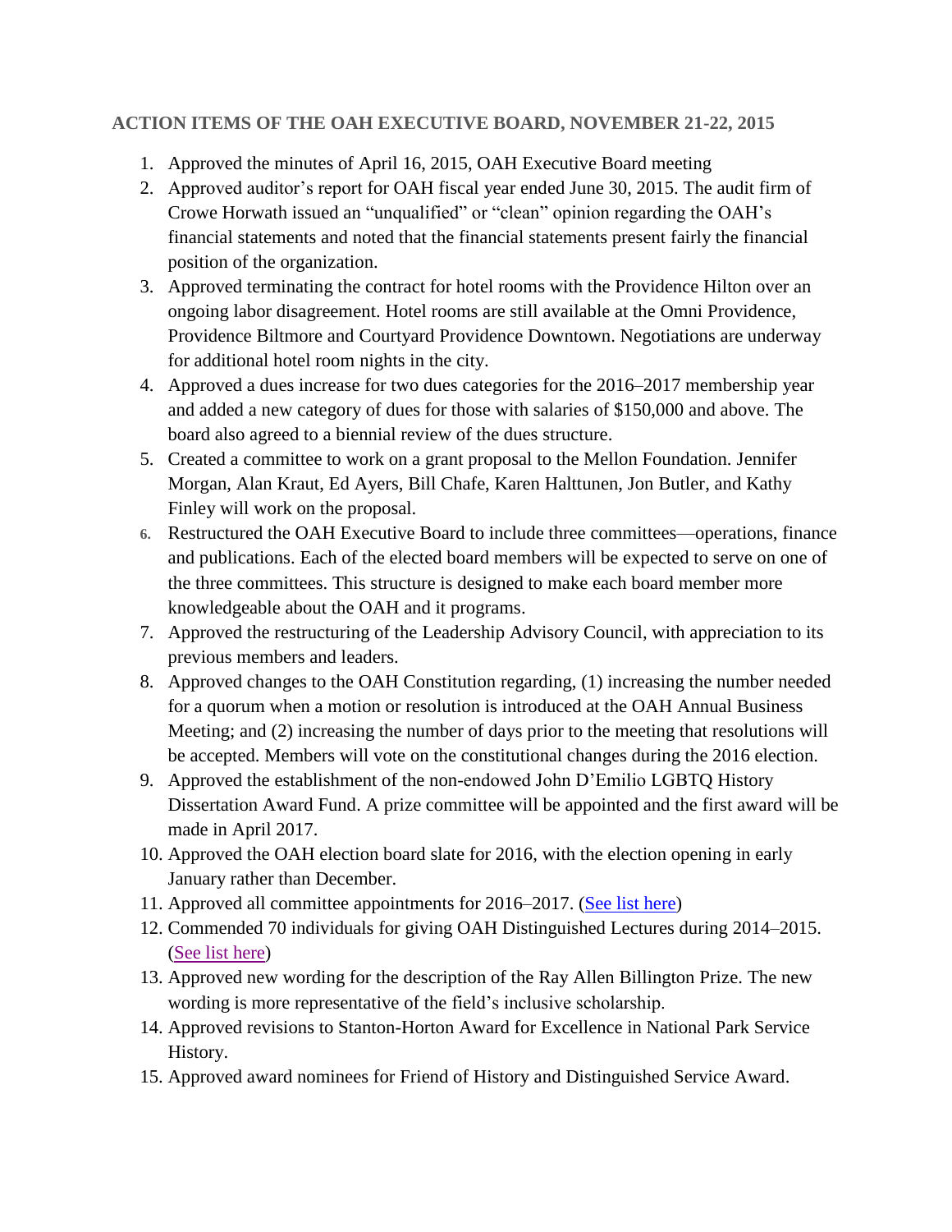**ACTION ITEMS OF THE OAH EXECUTIVE BOARD, NOVEMBER 21-22, 2015**

1. Approved the minutes of April 16, 2015, OAH Executive Board meeting
2. Approved auditor's report for OAH fiscal year ended June 30, 2015. The audit firm of Crowe Horwath issued an "unqualified" or "clean" opinion regarding the OAH's financial statements and noted that the financial statements present fairly the financial position of the organization.
3. Approved terminating the contract for hotel rooms with the Providence Hilton over an ongoing labor disagreement. Hotel rooms are still available at the Omni Providence, Providence Biltmore and Courtyard Providence Downtown. Negotiations are underway for additional hotel room nights in the city.
4. Approved a dues increase for two dues categories for the 2016–2017 membership year and added a new category of dues for those with salaries of $150,000 and above. The board also agreed to a biennial review of the dues structure.
5. Created a committee to work on a grant proposal to the Mellon Foundation. Jennifer Morgan, Alan Kraut, Ed Ayers, Bill Chafe, Karen Halttunen, Jon Butler, and Kathy Finley will work on the proposal.
6. Restructured the OAH Executive Board to include three committees—operations, finance and publications. Each of the elected board members will be expected to serve on one of the three committees. This structure is designed to make each board member more knowledgeable about the OAH and it programs.
7. Approved the restructuring of the Leadership Advisory Council, with appreciation to its previous members and leaders.
8. Approved changes to the OAH Constitution regarding, (1) increasing the number needed for a quorum when a motion or resolution is introduced at the OAH Annual Business Meeting; and (2) increasing the number of days prior to the meeting that resolutions will be accepted. Members will vote on the constitutional changes during the 2016 election.
9. Approved the establishment of the non-endowed John D'Emilio LGBTQ History Dissertation Award Fund. A prize committee will be appointed and the first award will be made in April 2017.
10. Approved the OAH election board slate for 2016, with the election opening in early January rather than December.
11. Approved all committee appointments for 2016–2017. (See list here)
12. Commended 70 individuals for giving OAH Distinguished Lectures during 2014–2015. (See list here)
13. Approved new wording for the description of the Ray Allen Billington Prize. The new wording is more representative of the field's inclusive scholarship.
14. Approved revisions to Stanton-Horton Award for Excellence in National Park Service History.
15. Approved award nominees for Friend of History and Distinguished Service Award.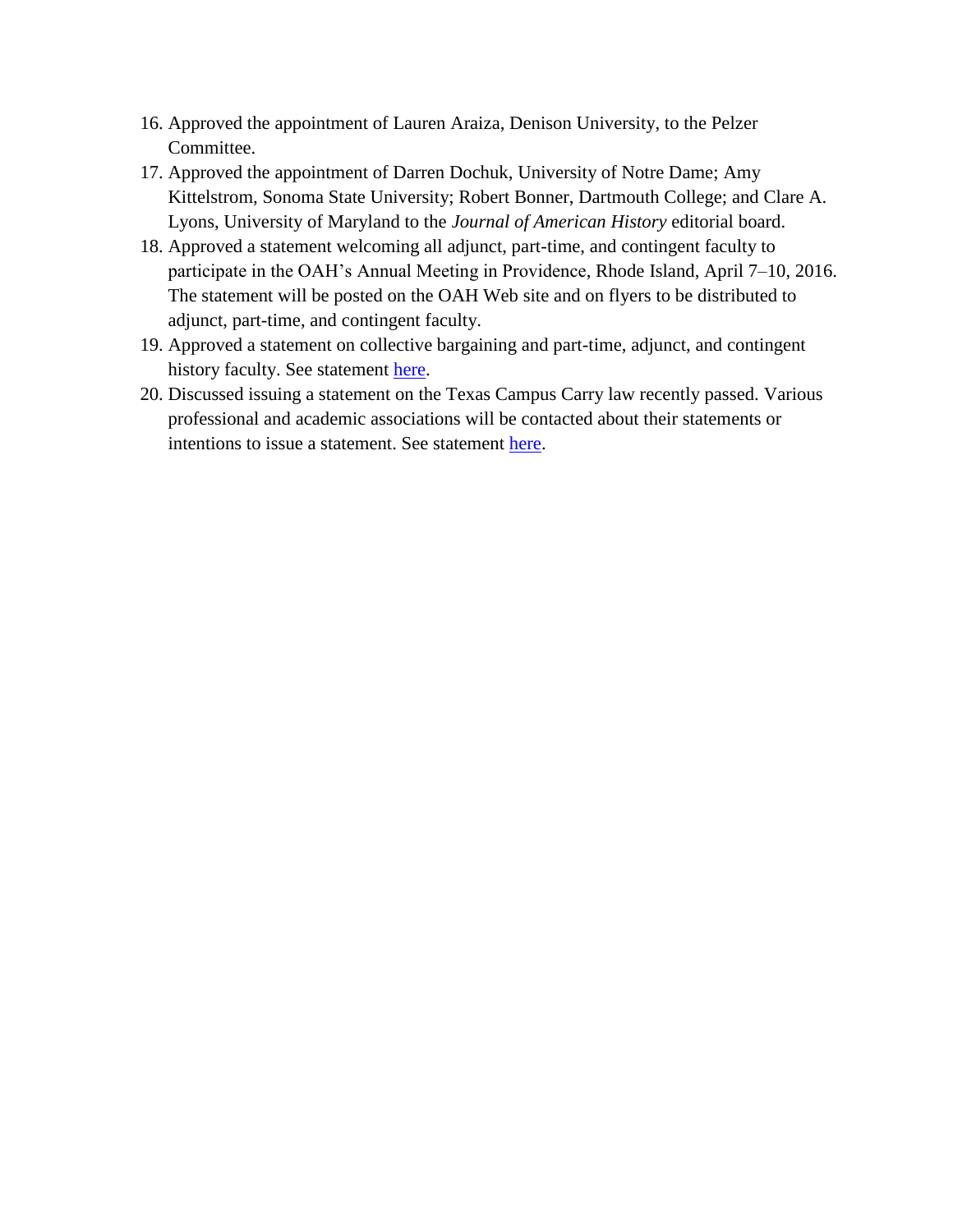16. Approved the appointment of Lauren Araiza, Denison University, to the Pelzer Committee.
17. Approved the appointment of Darren Dochuk, University of Notre Dame; Amy Kittelstrom, Sonoma State University; Robert Bonner, Dartmouth College; and Clare A. Lyons, University of Maryland to the *Journal of American History* editorial board.
18. Approved a statement welcoming all adjunct, part-time, and contingent faculty to participate in the OAH's Annual Meeting in Providence, Rhode Island, April 7–10, 2016. The statement will be posted on the OAH Web site and on flyers to be distributed to adjunct, part-time, and contingent faculty.
19. Approved a statement on collective bargaining and part-time, adjunct, and contingent history faculty. See statement here.
20. Discussed issuing a statement on the Texas Campus Carry law recently passed. Various professional and academic associations will be contacted about their statements or intentions to issue a statement. See statement here.